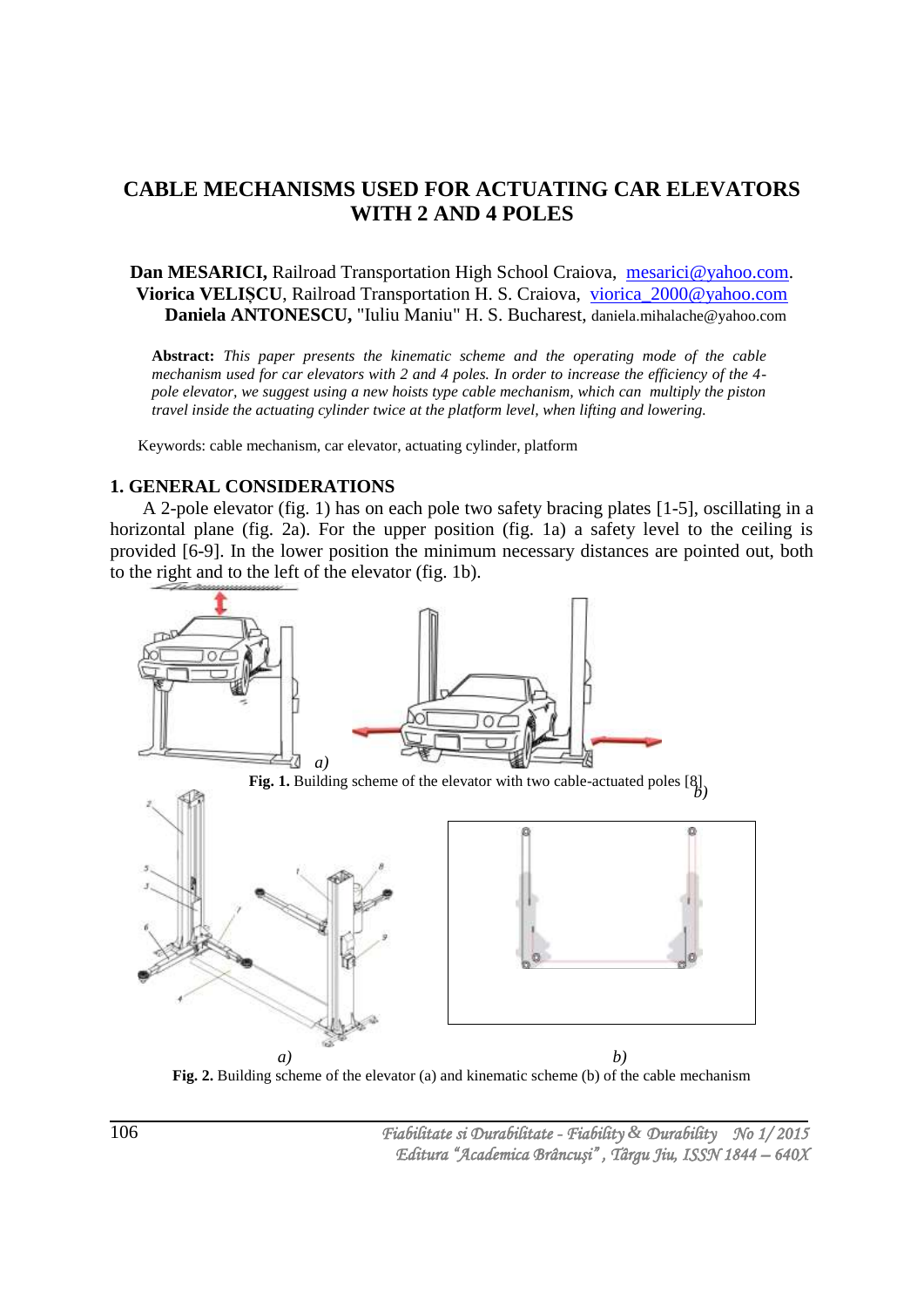# CABLE MECHANISMS USED FOR ACTUATING CAR ELEVATORS WITH 2 AND 4 POLES

**Dan MESARICI,** Railroad Transportation High School Craiova, mesarici@yahoo.com.
**Viorica VELIȘCU**, Railroad Transportation H. S. Craiova, viorica_2000@yahoo.com
**Daniela ANTONESCU,** "Iuliu Maniu" H. S. Bucharest, daniela.mihalache@yahoo.com

**Abstract:** *This paper presents the kinematic scheme and the operating mode of the cable mechanism used for car elevators with 2 and 4 poles. In order to increase the efficiency of the 4-pole elevator, we suggest using a new hoists type cable mechanism, which can multiply the piston travel inside the actuating cylinder twice at the platform level, when lifting and lowering.*

Keywords: cable mechanism, car elevator, actuating cylinder, platform

## 1. GENERAL CONSIDERATIONS

A 2-pole elevator (fig. 1) has on each pole two safety bracing plates [1-5], oscillating in a horizontal plane (fig. 2a). For the upper position (fig. 1a) a safety level to the ceiling is provided [6-9]. In the lower position the minimum necessary distances are pointed out, both to the right and to the left of the elevator (fig. 1b).

*a)* *b)*

**Fig. 1.** Building scheme of the elevator with two cable-actuated poles [8]

*a)* *b)*

**Fig. 2.** Building scheme of the elevator (a) and kinematic scheme (b) of the cable mechanism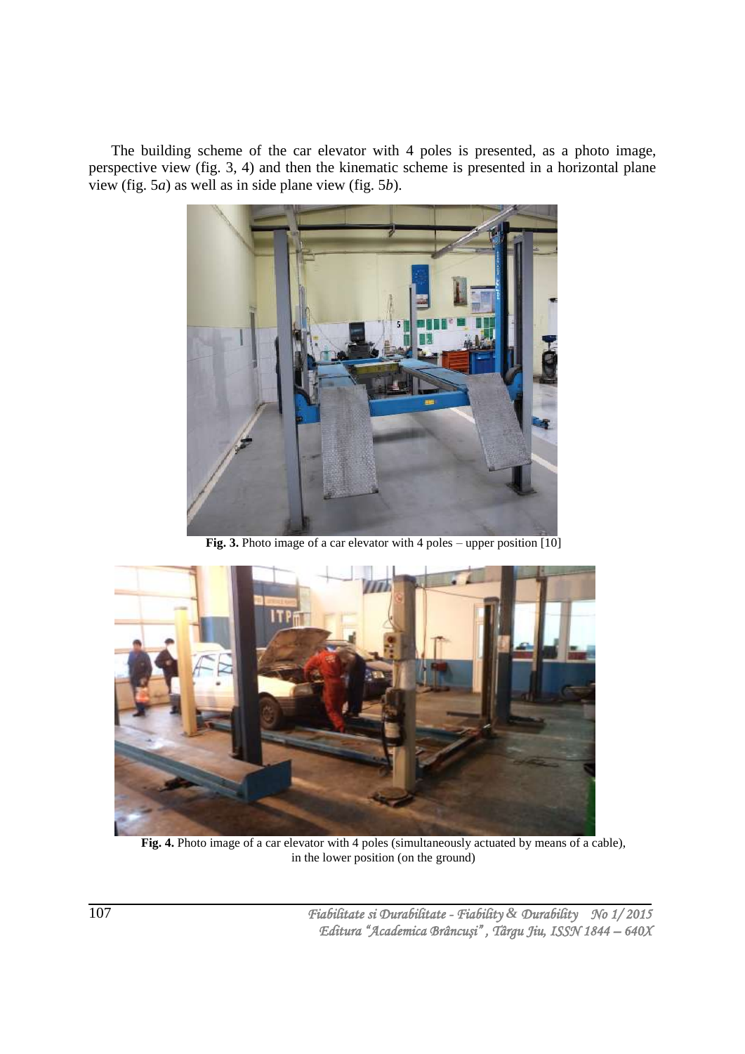The building scheme of the car elevator with 4 poles is presented, as a photo image, perspective view (fig. 3, 4) and then the kinematic scheme is presented in a horizontal plane view (fig. 5*a*) as well as in side plane view (fig. 5*b*).

**Fig. 3.** Photo image of a car elevator with 4 poles – upper position [10]

**Fig. 4.** Photo image of a car elevator with 4 poles (simultaneously actuated by means of a cable), in the lower position (on the ground)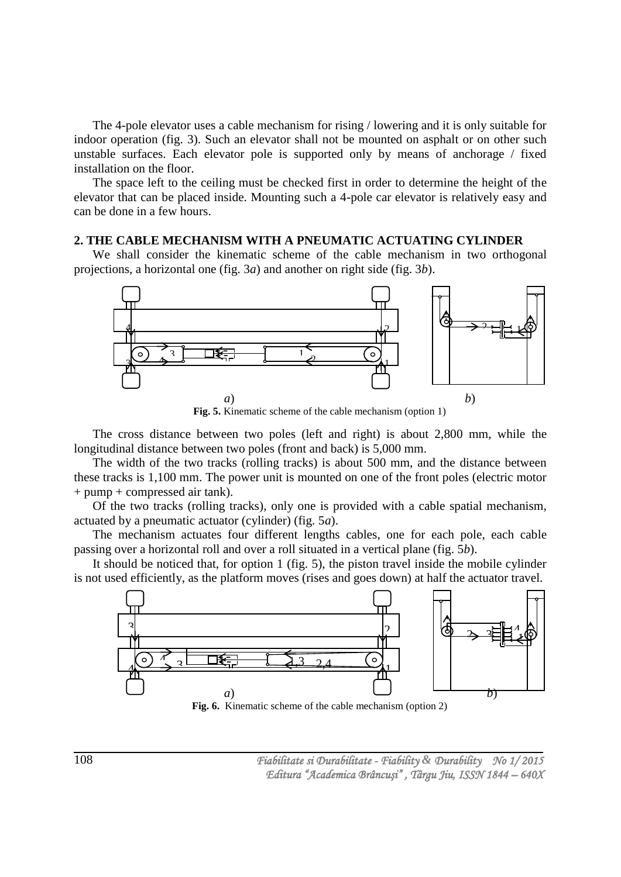The 4-pole elevator uses a cable mechanism for rising / lowering and it is only suitable for indoor operation (fig. 3). Such an elevator shall not be mounted on asphalt or on other such unstable surfaces. Each elevator pole is supported only by means of anchorage / fixed installation on the floor.

The space left to the ceiling must be checked first in order to determine the height of the elevator that can be placed inside. Mounting such a 4-pole car elevator is relatively easy and can be done in a few hours.

## 2. THE CABLE MECHANISM WITH A PNEUMATIC ACTUATING CYLINDER

We shall consider the kinematic scheme of the cable mechanism in two orthogonal projections, a horizontal one (fig. 3*a*) and another on right side (fig. 3*b*).

**Fig. 5.** Kinematic scheme of the cable mechanism (option 1)

The cross distance between two poles (left and right) is about 2,800 mm, while the longitudinal distance between two poles (front and back) is 5,000 mm.

The width of the two tracks (rolling tracks) is about 500 mm, and the distance between these tracks is 1,100 mm. The power unit is mounted on one of the front poles (electric motor + pump + compressed air tank).

Of the two tracks (rolling tracks), only one is provided with a cable spatial mechanism, actuated by a pneumatic actuator (cylinder) (fig. 5*a*).

The mechanism actuates four different lengths cables, one for each pole, each cable passing over a horizontal roll and over a roll situated in a vertical plane (fig. 5*b*).

It should be noticed that, for option 1 (fig. 5), the piston travel inside the mobile cylinder is not used efficiently, as the platform moves (rises and goes down) at half the actuator travel.

**Fig. 6.** Kinematic scheme of the cable mechanism (option 2)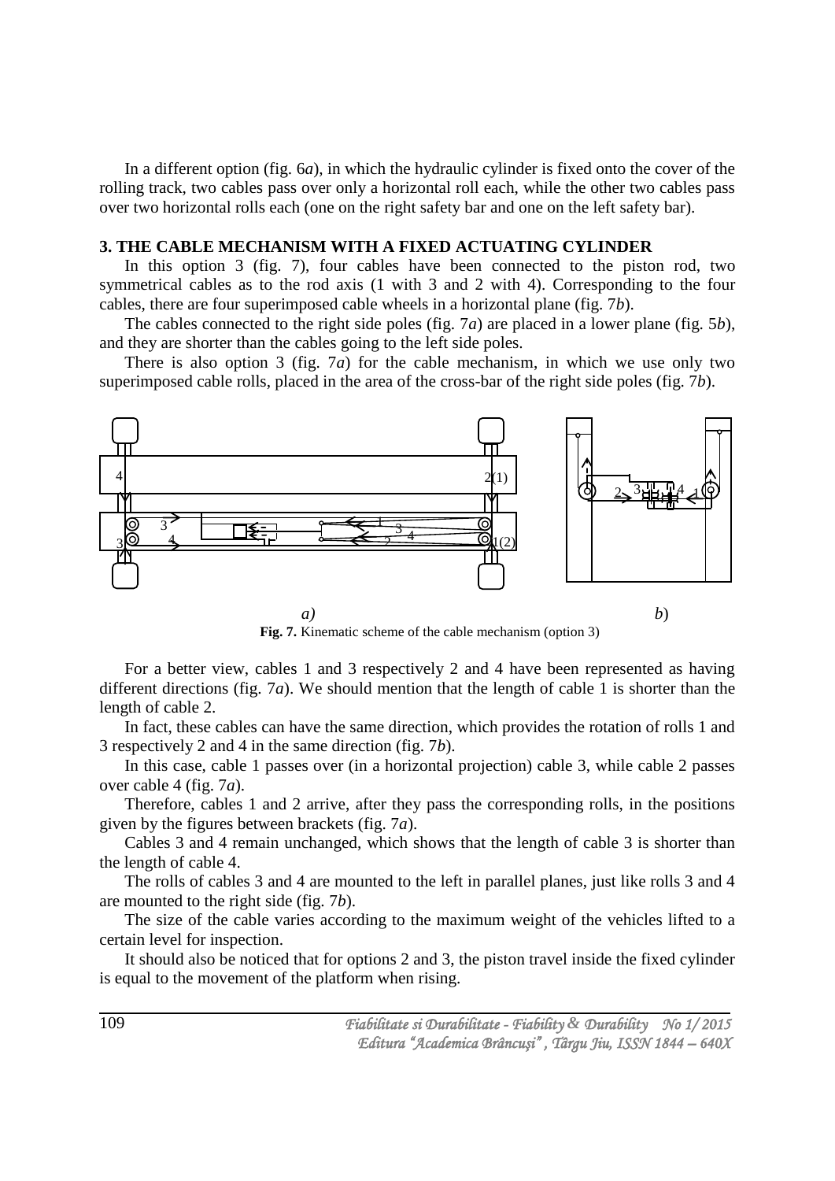In a different option (fig. 6*a*), in which the hydraulic cylinder is fixed onto the cover of the rolling track, two cables pass over only a horizontal roll each, while the other two cables pass over two horizontal rolls each (one on the right safety bar and one on the left safety bar).

## 3. THE CABLE MECHANISM WITH A FIXED ACTUATING CYLINDER

In this option 3 (fig. 7), four cables have been connected to the piston rod, two symmetrical cables as to the rod axis (1 with 3 and 2 with 4). Corresponding to the four cables, there are four superimposed cable wheels in a horizontal plane (fig. 7*b*).

The cables connected to the right side poles (fig. 7*a*) are placed in a lower plane (fig. 5*b*), and they are shorter than the cables going to the left side poles.

There is also option 3 (fig. 7*a*) for the cable mechanism, in which we use only two superimposed cable rolls, placed in the area of the cross-bar of the right side poles (fig. 7*b*).

*a)* *b*)

**Fig. 7.** Kinematic scheme of the cable mechanism (option 3)

For a better view, cables 1 and 3 respectively 2 and 4 have been represented as having different directions (fig. 7*a*). We should mention that the length of cable 1 is shorter than the length of cable 2.

In fact, these cables can have the same direction, which provides the rotation of rolls 1 and 3 respectively 2 and 4 in the same direction (fig. 7*b*).

In this case, cable 1 passes over (in a horizontal projection) cable 3, while cable 2 passes over cable 4 (fig. 7*a*).

Therefore, cables 1 and 2 arrive, after they pass the corresponding rolls, in the positions given by the figures between brackets (fig. 7*a*).

Cables 3 and 4 remain unchanged, which shows that the length of cable 3 is shorter than the length of cable 4.

The rolls of cables 3 and 4 are mounted to the left in parallel planes, just like rolls 3 and 4 are mounted to the right side (fig. 7*b*).

The size of the cable varies according to the maximum weight of the vehicles lifted to a certain level for inspection.

It should also be noticed that for options 2 and 3, the piston travel inside the fixed cylinder is equal to the movement of the platform when rising.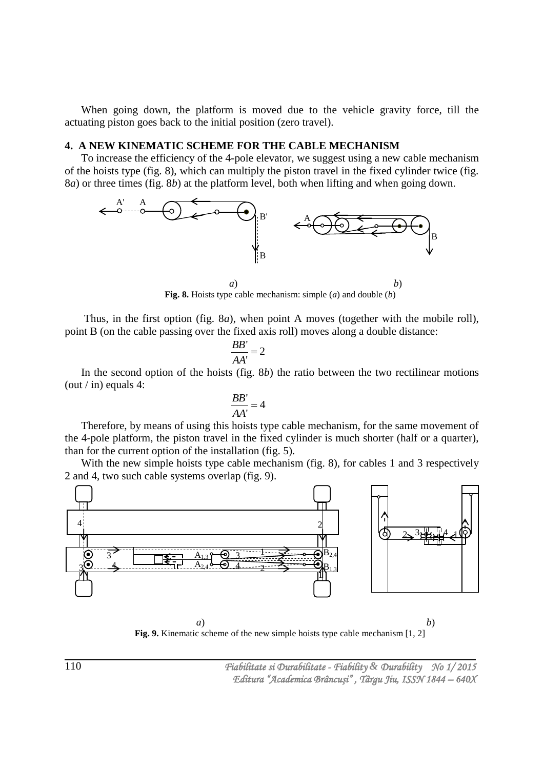When going down, the platform is moved due to the vehicle gravity force, till the actuating piston goes back to the initial position (zero travel).

## 4. A NEW KINEMATIC SCHEME FOR THE CABLE MECHANISM

To increase the efficiency of the 4-pole elevator, we suggest using a new cable mechanism of the hoists type (fig. 8), which can multiply the piston travel in the fixed cylinder twice (fig. 8*a*) or three times (fig. 8*b*) at the platform level, both when lifting and when going down.

*a*) *b*)

**Fig. 8.** Hoists type cable mechanism: simple (*a*) and double (*b*)

Thus, in the first option (fig. 8*a*), when point A moves (together with the mobile roll), point B (on the cable passing over the fixed axis roll) moves along a double distance:

$$\frac{BB'}{AA'} = 2$$

In the second option of the hoists (fig. 8*b*) the ratio between the two rectilinear motions (out / in) equals 4:

$$\frac{BB'}{AA'} = 4$$

Therefore, by means of using this hoists type cable mechanism, for the same movement of the 4-pole platform, the piston travel in the fixed cylinder is much shorter (half or a quarter), than for the current option of the installation (fig. 5).

With the new simple hoists type cable mechanism (fig. 8), for cables 1 and 3 respectively 2 and 4, two such cable systems overlap (fig. 9).

*a*) *b*)

**Fig. 9.** Kinematic scheme of the new simple hoists type cable mechanism [1, 2]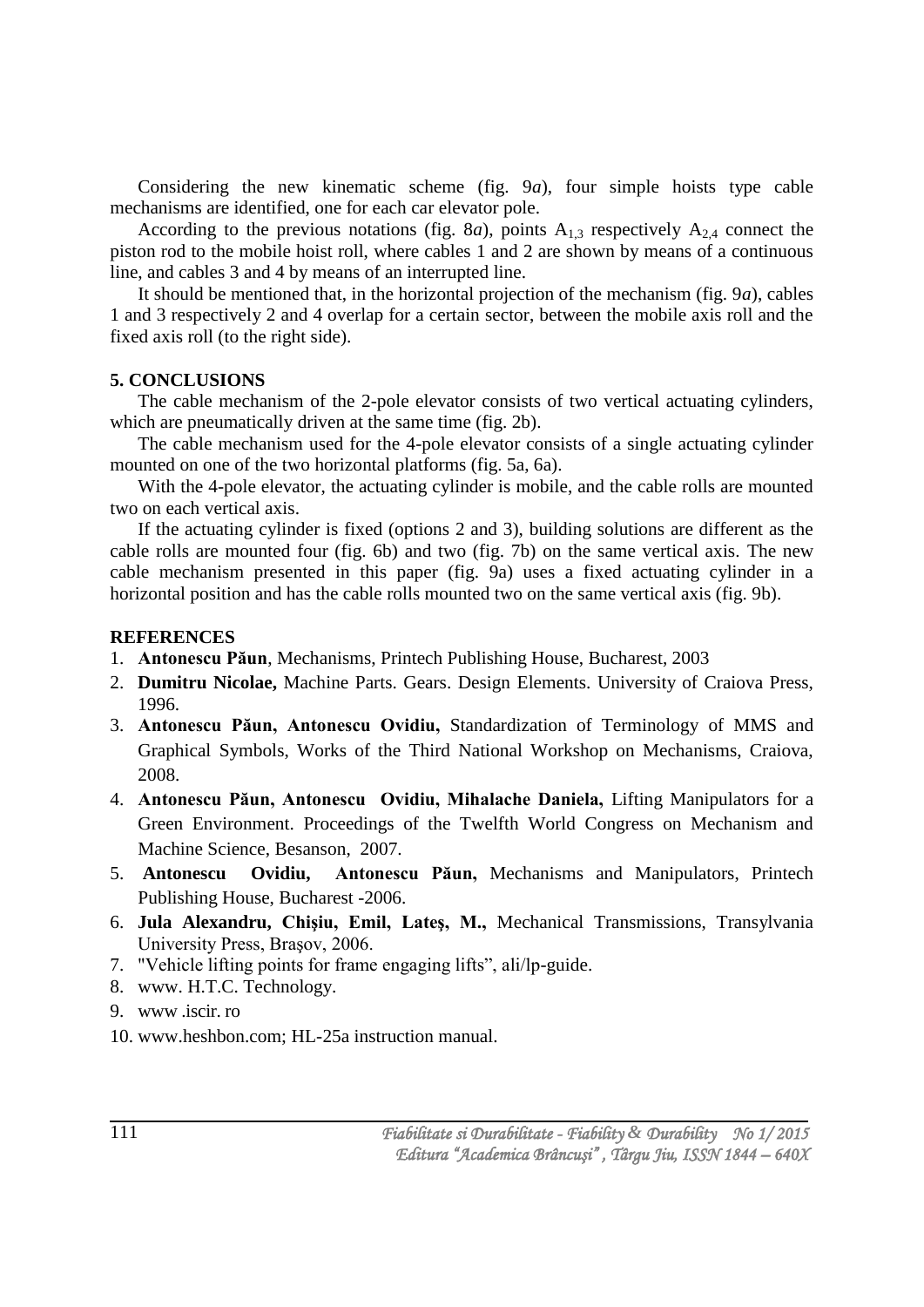Considering the new kinematic scheme (fig. 9*a*), four simple hoists type cable mechanisms are identified, one for each car elevator pole.

According to the previous notations (fig. 8*a*), points $A_{1,3}$ respectively $A_{2,4}$ connect the piston rod to the mobile hoist roll, where cables 1 and 2 are shown by means of a continuous line, and cables 3 and 4 by means of an interrupted line.

It should be mentioned that, in the horizontal projection of the mechanism (fig. 9*a*), cables 1 and 3 respectively 2 and 4 overlap for a certain sector, between the mobile axis roll and the fixed axis roll (to the right side).

## 5. CONCLUSIONS

The cable mechanism of the 2-pole elevator consists of two vertical actuating cylinders, which are pneumatically driven at the same time (fig. 2b).

The cable mechanism used for the 4-pole elevator consists of a single actuating cylinder mounted on one of the two horizontal platforms (fig. 5a, 6a).

With the 4-pole elevator, the actuating cylinder is mobile, and the cable rolls are mounted two on each vertical axis.

If the actuating cylinder is fixed (options 2 and 3), building solutions are different as the cable rolls are mounted four (fig. 6b) and two (fig. 7b) on the same vertical axis. The new cable mechanism presented in this paper (fig. 9a) uses a fixed actuating cylinder in a horizontal position and has the cable rolls mounted two on the same vertical axis (fig. 9b).

## REFERENCES

1. **Antonescu Păun**, Mechanisms, Printech Publishing House, Bucharest, 2003
2. **Dumitru Nicolae,** Machine Parts. Gears. Design Elements. University of Craiova Press, 1996.
3. **Antonescu Păun, Antonescu Ovidiu,** Standardization of Terminology of MMS and Graphical Symbols, Works of the Third National Workshop on Mechanisms, Craiova, 2008.
4. **Antonescu Păun, Antonescu Ovidiu, Mihalache Daniela,** Lifting Manipulators for a Green Environment. Proceedings of the Twelfth World Congress on Mechanism and Machine Science, Besanson, 2007.
5. **Antonescu Ovidiu, Antonescu Păun,** Mechanisms and Manipulators, Printech Publishing House, Bucharest -2006.
6. **Jula Alexandru, Chişiu, Emil, Lateş, M.,** Mechanical Transmissions, Transylvania University Press, Braşov, 2006.
7. "Vehicle lifting points for frame engaging lifts", ali/lp-guide.
8. www. H.T.C. Technology.
9. www .iscir. ro
10. www.heshbon.com; HL-25a instruction manual.